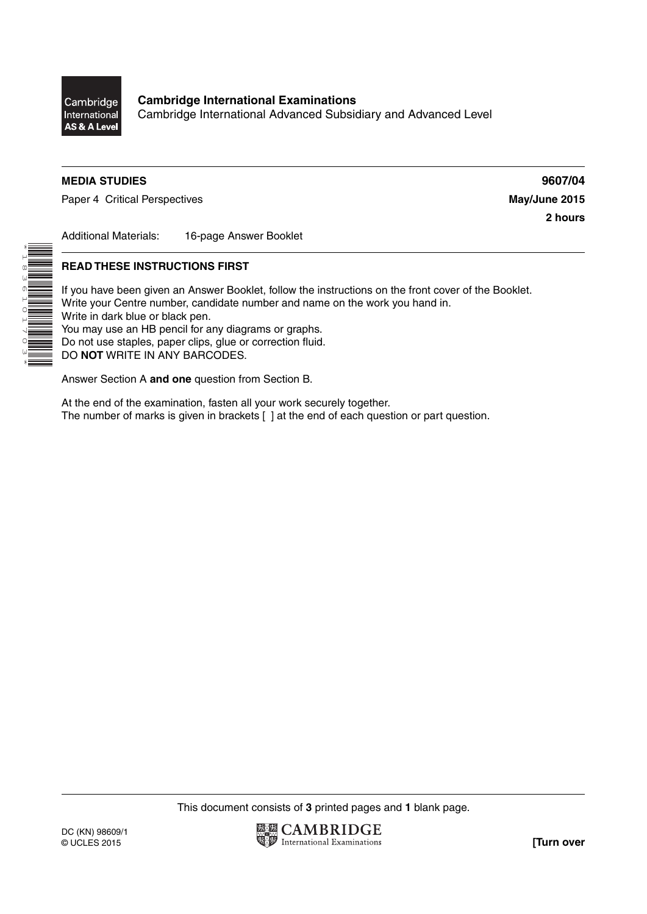**Cambridge International Examinations**
Cambridge International Advanced Subsidiary and Advanced Level

**MEDIA STUDIES** **9607/04**

Paper 4 Critical Perspectives **May/June 2015**

**2 hours**

Additional Materials: 16-page Answer Booklet

**READ THESE INSTRUCTIONS FIRST**

If you have been given an Answer Booklet, follow the instructions on the front cover of the Booklet.
Write your Centre number, candidate number and name on the work you hand in.
Write in dark blue or black pen.
You may use an HB pencil for any diagrams or graphs.
Do not use staples, paper clips, glue or correction fluid.
DO **NOT** WRITE IN ANY BARCODES.

Answer Section A **and one** question from Section B.

At the end of the examination, fasten all your work securely together.
The number of marks is given in brackets [ ] at the end of each question or part question.

This document consists of **3** printed pages and **1** blank page.

DC (KN) 98609/1
© UCLES 2015

**[Turn over**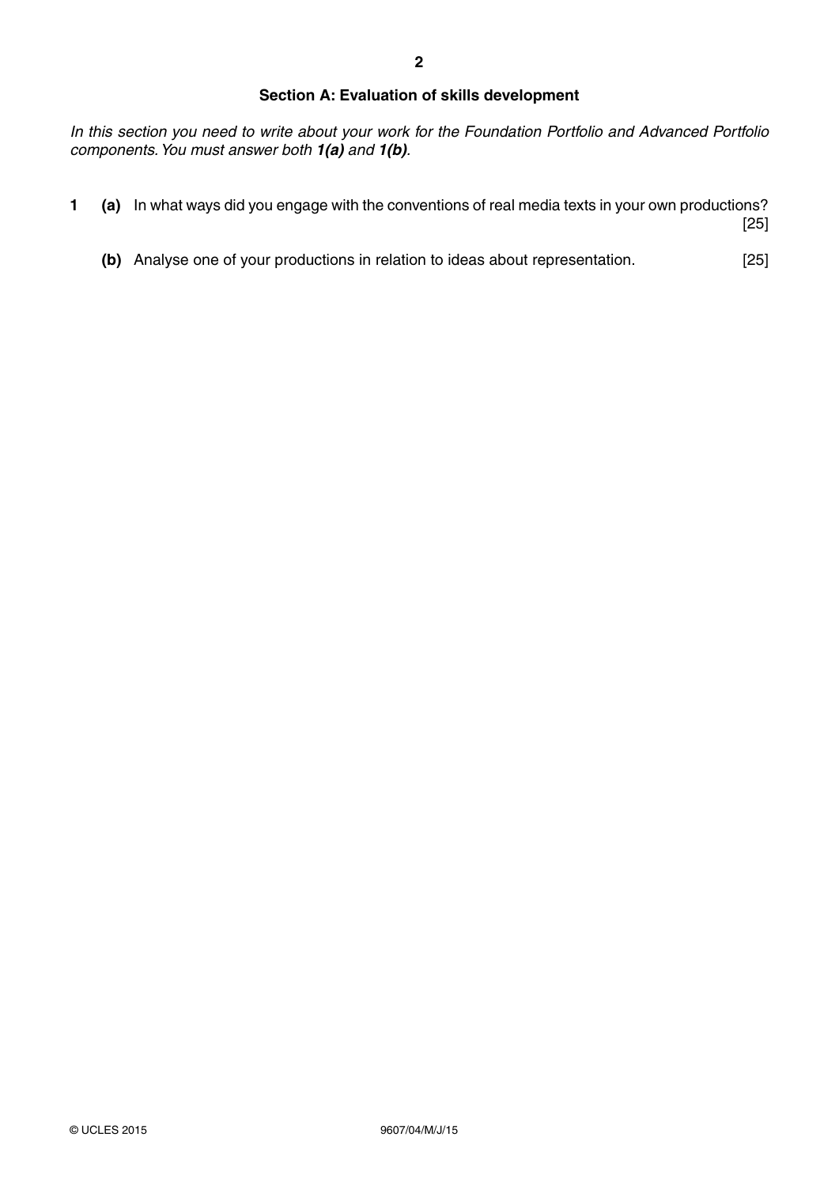## Section A: Evaluation of skills development

*In this section you need to write about your work for the Foundation Portfolio and Advanced Portfolio components. You must answer both **1(a)** and **1(b)**.*

**1 (a)** In what ways did you engage with the conventions of real media texts in your own productions? [25]

**(b)** Analyse one of your productions in relation to ideas about representation. [25]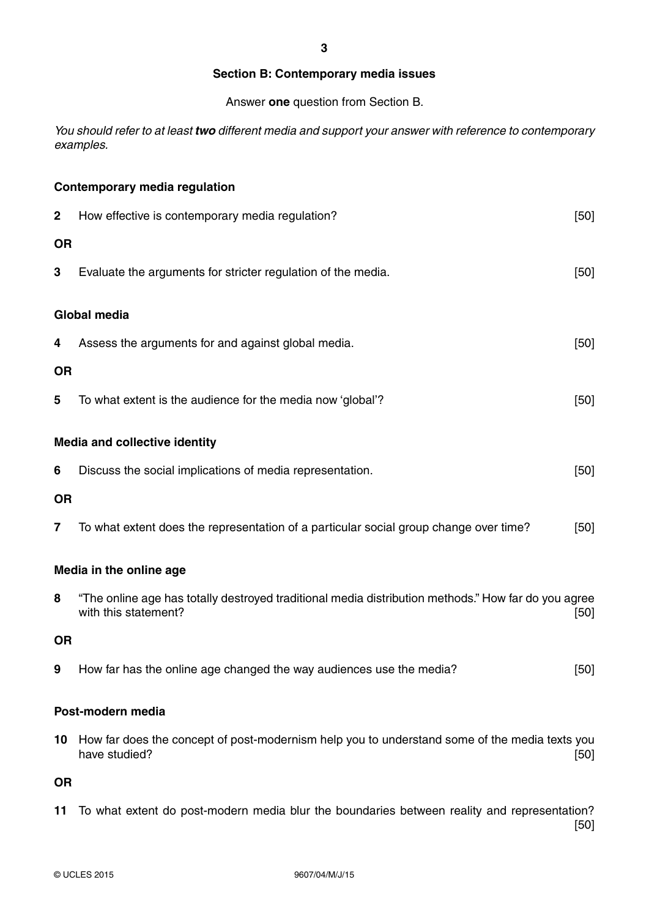## Section B: Contemporary media issues

Answer **one** question from Section B.

*You should refer to at least* ***two*** *different media and support your answer with reference to contemporary examples.*

### Contemporary media regulation

**2** How effective is contemporary media regulation? [50]

**OR**

**3** Evaluate the arguments for stricter regulation of the media. [50]

### Global media

**4** Assess the arguments for and against global media. [50]

**OR**

**5** To what extent is the audience for the media now 'global'? [50]

### Media and collective identity

**6** Discuss the social implications of media representation. [50]

**OR**

**7** To what extent does the representation of a particular social group change over time? [50]

### Media in the online age

**8** "The online age has totally destroyed traditional media distribution methods." How far do you agree with this statement? [50]

**OR**

**9** How far has the online age changed the way audiences use the media? [50]

### Post-modern media

**10** How far does the concept of post-modernism help you to understand some of the media texts you have studied? [50]

**OR**

**11** To what extent do post-modern media blur the boundaries between reality and representation? [50]

© UCLES 2015 9607/04/M/J/15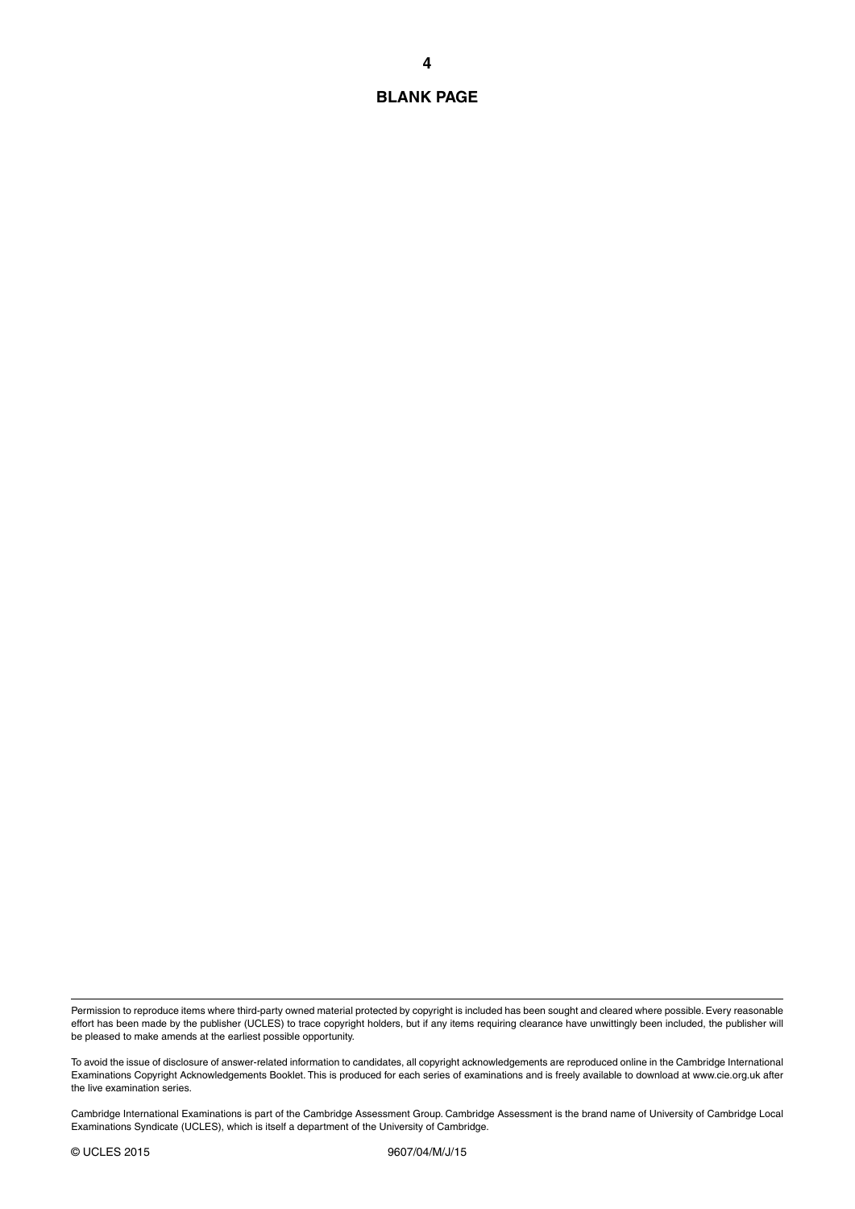**BLANK PAGE**

Permission to reproduce items where third-party owned material protected by copyright is included has been sought and cleared where possible. Every reasonable effort has been made by the publisher (UCLES) to trace copyright holders, but if any items requiring clearance have unwittingly been included, the publisher will be pleased to make amends at the earliest possible opportunity.

To avoid the issue of disclosure of answer-related information to candidates, all copyright acknowledgements are reproduced online in the Cambridge International Examinations Copyright Acknowledgements Booklet. This is produced for each series of examinations and is freely available to download at www.cie.org.uk after the live examination series.

Cambridge International Examinations is part of the Cambridge Assessment Group. Cambridge Assessment is the brand name of University of Cambridge Local Examinations Syndicate (UCLES), which is itself a department of the University of Cambridge.

© UCLES 2015 9607/04/M/J/15